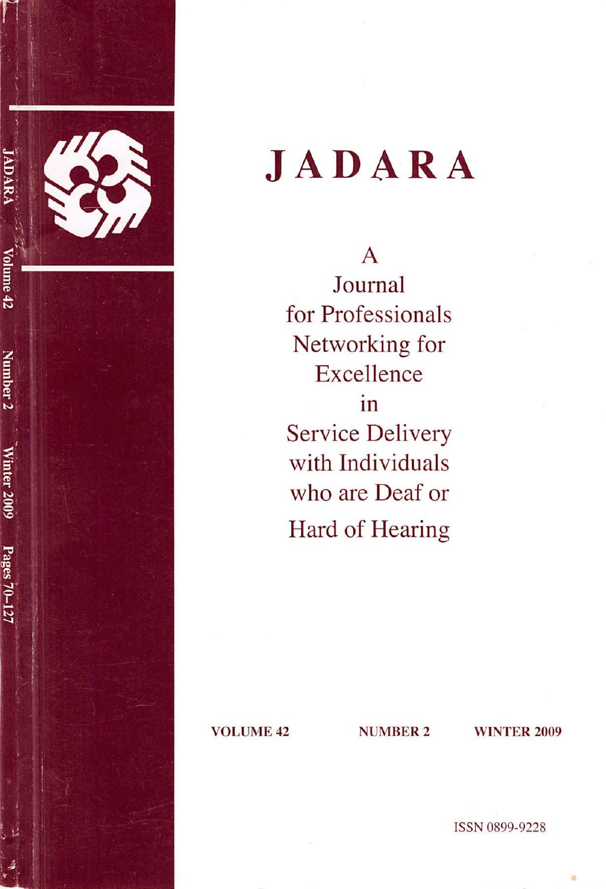# JADARA

A
Journal
for Professionals
Networking for
Excellence
in
Service Delivery
with Individuals
who are Deaf or
Hard of Hearing

VOLUME 42 NUMBER 2 WINTER 2009

ISSN 0899-9228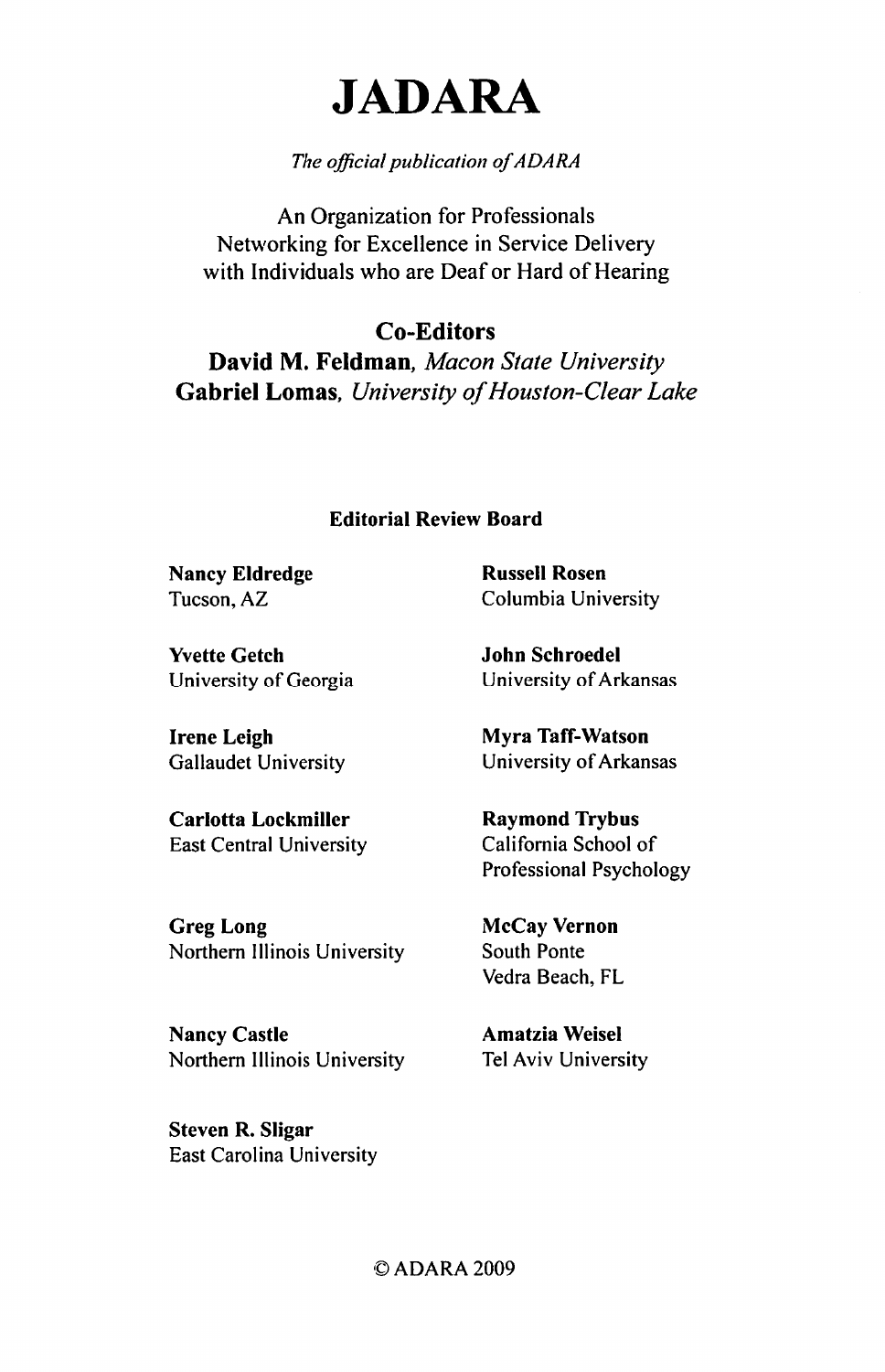# JADARA

*The official publication of ADARA*

An Organization for Professionals
Networking for Excellence in Service Delivery
with Individuals who are Deaf or Hard of Hearing

## Co-Editors

**David M. Feldman**, *Macon State University*
**Gabriel Lomas**, *University of Houston-Clear Lake*

### Editorial Review Board

**Nancy Eldredge**
Tucson, AZ

**Yvette Getch**
University of Georgia

**Irene Leigh**
Gallaudet University

**Carlotta Lockmiller**
East Central University

**Greg Long**
Northern Illinois University

**Nancy Castle**
Northern Illinois University

**Steven R. Sligar**
East Carolina University

**Russell Rosen**
Columbia University

**John Schroedel**
University of Arkansas

**Myra Taff-Watson**
University of Arkansas

**Raymond Trybus**
California School of Professional Psychology

**McCay Vernon**
South Ponte Vedra Beach, FL

**Amatzia Weisel**
Tel Aviv University

© ADARA 2009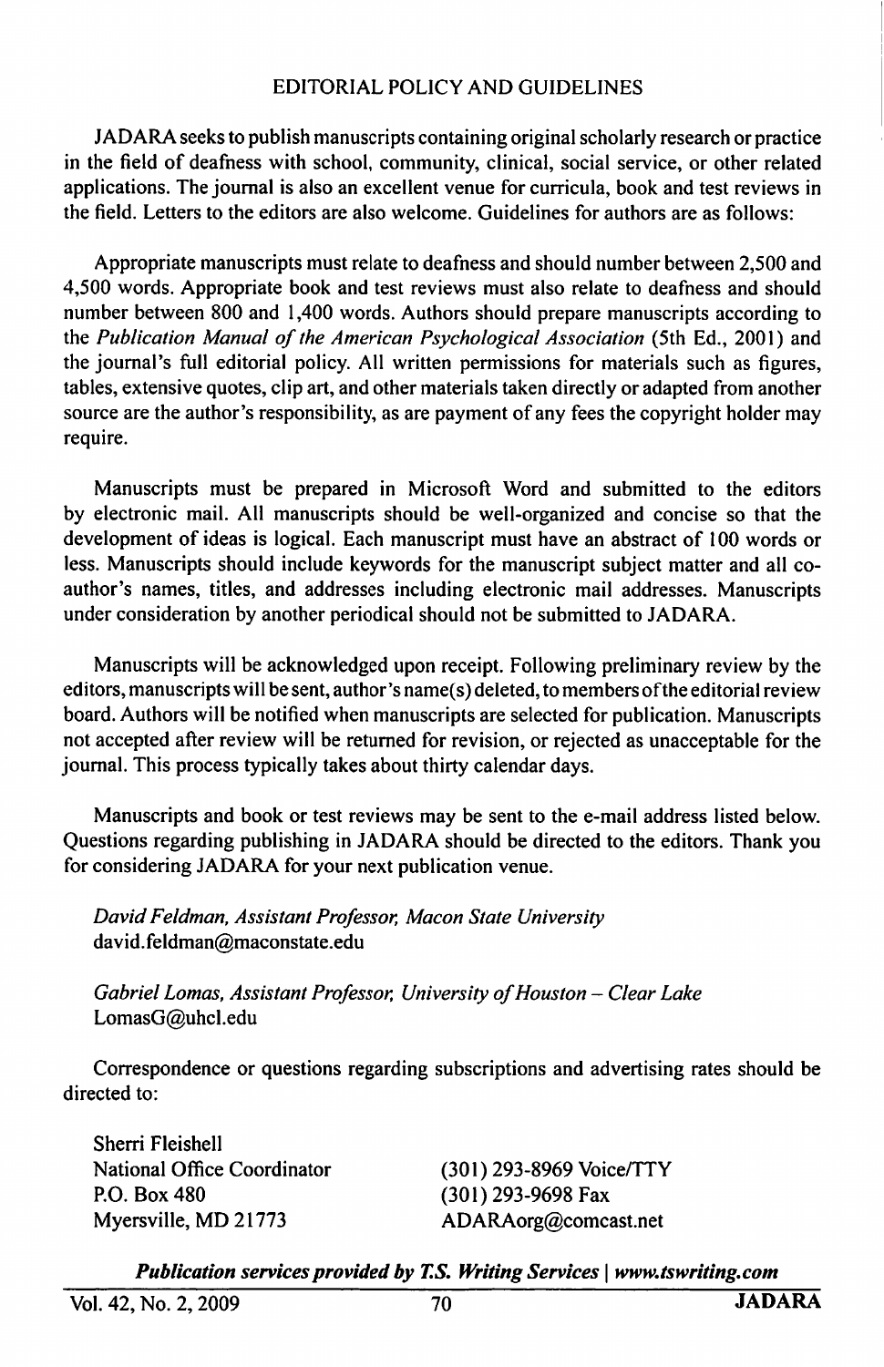## EDITORIAL POLICY AND GUIDELINES

JADARA seeks to publish manuscripts containing original scholarly research or practice in the field of deafness with school, community, clinical, social service, or other related applications. The journal is also an excellent venue for curricula, book and test reviews in the field. Letters to the editors are also welcome. Guidelines for authors are as follows:

Appropriate manuscripts must relate to deafness and should number between 2,500 and 4,500 words. Appropriate book and test reviews must also relate to deafness and should number between 800 and 1,400 words. Authors should prepare manuscripts according to the *Publication Manual of the American Psychological Association* (5th Ed., 2001) and the journal's full editorial policy. All written permissions for materials such as figures, tables, extensive quotes, clip art, and other materials taken directly or adapted from another source are the author's responsibility, as are payment of any fees the copyright holder may require.

Manuscripts must be prepared in Microsoft Word and submitted to the editors by electronic mail. All manuscripts should be well-organized and concise so that the development of ideas is logical. Each manuscript must have an abstract of 100 words or less. Manuscripts should include keywords for the manuscript subject matter and all co-author's names, titles, and addresses including electronic mail addresses. Manuscripts under consideration by another periodical should not be submitted to JADARA.

Manuscripts will be acknowledged upon receipt. Following preliminary review by the editors, manuscripts will be sent, author's name(s) deleted, to members of the editorial review board. Authors will be notified when manuscripts are selected for publication. Manuscripts not accepted after review will be returned for revision, or rejected as unacceptable for the journal. This process typically takes about thirty calendar days.

Manuscripts and book or test reviews may be sent to the e-mail address listed below. Questions regarding publishing in JADARA should be directed to the editors. Thank you for considering JADARA for your next publication venue.

*David Feldman, Assistant Professor, Macon State University*
david.feldman@maconstate.edu

*Gabriel Lomas, Assistant Professor, University of Houston – Clear Lake*
LomasG@uhcl.edu

Correspondence or questions regarding subscriptions and advertising rates should be directed to:

Sherri Fleishell
National Office Coordinator
P.O. Box 480
Myersville, MD 21773

(301) 293-8969 Voice/TTY
(301) 293-9698 Fax
ADARAorg@comcast.net

***Publication services provided by T.S. Writing Services | www.tswriting.com***